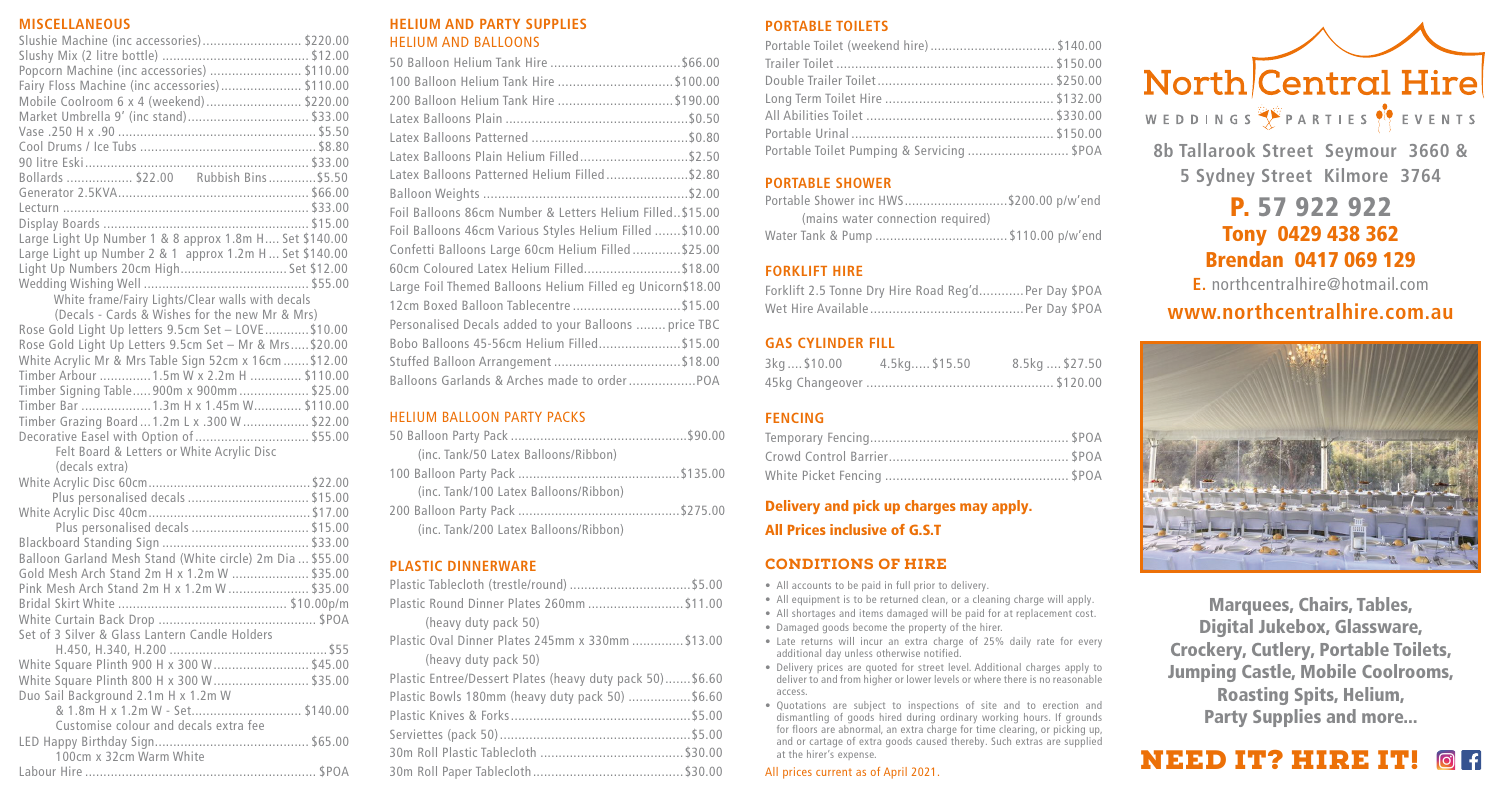## MISCELLANEOUS

| Item | Price |
|---|---|
| Slushie Machine (inc accessories) | $220.00 |
| Slushy Mix (2 litre bottle) | $12.00 |
| Popcorn Machine (inc accessories) | $110.00 |
| Fairy Floss Machine (inc accessories) | $110.00 |
| Mobile Coolroom 6 x 4 (weekend) | $220.00 |
| Market Umbrella 9' (inc stand) | $33.00 |
| Vase .250 H x .90 | $5.50 |
| Cool Drums / Ice Tubs | $8.80 |
| 90 litre Eski | $33.00 |
| Bollards $22.00 Rubbish Bins | $5.50 |
| Generator 2.5KVA | $66.00 |
| Lecturn | $33.00 |
| Display Boards | $15.00 |
| Large Light Up Number 1 & 8 approx 1.8m H | Set $140.00 |
| Large Light Up number 2 & 1 approx 1.2m H | Set $140.00 |
| Light Up Numbers 20cm High | Set $12.00 |
| Wedding Wishing Well | $55.00 |
| White frame/Fairy Lights/Clear walls with decals (Decals - Cards & Wishes for the new Mr & Mrs) | |
| Rose Gold Light Up letters 9.5cm Set – LOVE | $10.00 |
| Rose Gold Light Up Letters 9.5cm Set – Mr & Mrs | $20.00 |
| White Acrylic Mr & Mrs Table Sign 52cm x 16cm | $12.00 |
| Timber Arbour 1.5m W x 2.2m H | $110.00 |
| Timber Signing Table 900m x 900mm | $25.00 |
| Timber Bar 1.3m H x 1.45m W | $110.00 |
| Timber Grazing Board 1.2m L x .300 W | $22.00 |
| Decorative Easel with Option of | $55.00 |
| Felt Board & Letters or White Acrylic Disc (decals extra) | |
| White Acrylic Disc 60cm | $22.00 |
| Plus personalised decals | $15.00 |
| White Acrylic Disc 40cm | $17.00 |
| Plus personalised decals | $15.00 |
| Blackboard Standing Sign | $33.00 |
| Balloon Garland Mesh Stand (White circle) 2m Dia | $55.00 |
| Gold Mesh Arch Stand 2m H x 1.2m W | $35.00 |
| Pink Mesh Arch Stand 2m H x 1.2m W | $35.00 |
| Bridal Skirt White | $10.00p/m |
| White Curtain Back Drop | $POA |
| Set of 3 Silver & Glass Lantern Candle Holders H.450, H.340, H.200 | $55 |
| White Square Plinth 900 H x 300 W | $45.00 |
| White Square Plinth 800 H x 300 W | $35.00 |
| Duo Sail Background 2.1m H x 1.2m W & 1.8m H x 1.2m W - Set | $140.00 |
| Customise colour and decals extra fee | |
| LED Happy Birthday Sign | $65.00 |
| 100cm x 32cm Warm White | |
| Labour Hire | $POA |

## HELIUM AND PARTY SUPPLIES

### HELIUM AND BALLOONS

| Item | Price |
|---|---|
| 50 Balloon Helium Tank Hire | $66.00 |
| 100 Balloon Helium Tank Hire | $100.00 |
| 200 Balloon Helium Tank Hire | $190.00 |
| Latex Balloons Plain | $0.50 |
| Latex Balloons Patterned | $0.80 |
| Latex Balloons Plain Helium Filled | $2.50 |
| Latex Balloons Patterned Helium Filled | $2.80 |
| Balloon Weights | $2.00 |
| Foil Balloons 86cm Number & Letters Helium Filled | $15.00 |
| Foil Balloons 46cm Various Styles Helium Filled | $10.00 |
| Confetti Balloons Large 60cm Helium Filled | $25.00 |
| 60cm Coloured Latex Helium Filled | $18.00 |
| Large Foil Themed Balloons Helium Filled eg Unicorn | $18.00 |
| 12cm Boxed Balloon Tablecentre | $15.00 |
| Personalised Decals added to your Balloons | price TBC |
| Bobo Balloons 45-56cm Helium Filled | $15.00 |
| Stuffed Balloon Arrangement | $18.00 |
| Balloons Garlands & Arches made to order | POA |

### HELIUM BALLOON PARTY PACKS

| Item | Price |
|---|---|
| 50 Balloon Party Pack (inc. Tank/50 Latex Balloons/Ribbon) | $90.00 |
| 100 Balloon Party Pack (inc. Tank/100 Latex Balloons/Ribbon) | $135.00 |
| 200 Balloon Party Pack (inc. Tank/200 Latex Balloons/Ribbon) | $275.00 |

## PLASTIC DINNERWARE

| Item | Price |
|---|---|
| Plastic Tablecloth (trestle/round) | $5.00 |
| Plastic Round Dinner Plates 260mm (heavy duty pack 50) | $11.00 |
| Plastic Oval Dinner Plates 245mm x 330mm (heavy duty pack 50) | $13.00 |
| Plastic Entree/Dessert Plates (heavy duty pack 50) | $6.60 |
| Plastic Bowls 180mm (heavy duty pack 50) | $6.60 |
| Plastic Knives & Forks | $5.00 |
| Serviettes (pack 50) | $5.00 |
| 30m Roll Plastic Tablecloth | $30.00 |
| 30m Roll Paper Tablecloth | $30.00 |

## PORTABLE TOILETS

| Item | Price |
|---|---|
| Portable Toilet (weekend hire) | $140.00 |
| Trailer Toilet | $150.00 |
| Double Trailer Toilet | $250.00 |
| Long Term Toilet Hire | $132.00 |
| All Abilities Toilet | $330.00 |
| Portable Urinal | $150.00 |
| Portable Toilet Pumping & Servicing | $POA |

## PORTABLE SHOWER

| Item | Price |
|---|---|
| Portable Shower inc HWS (mains water connection required) | $200.00 p/w'end |
| Water Tank & Pump | $110.00 p/w'end |

## FORKLIFT HIRE

| Item | Price |
|---|---|
| Forklift 2.5 Tonne Dry Hire Road Reg'd | Per Day $POA |
| Wet Hire Available | Per Day $POA |

## GAS CYLINDER FILL

| Item | Price |
|---|---|
| 3kg | $10.00 |
| 4.5kg | $15.50 |
| 8.5kg | $27.50 |
| 45kg Changeover | $120.00 |

## FENCING

| Item | Price |
|---|---|
| Temporary Fencing | $POA |
| Crowd Control Barrier | $POA |
| White Picket Fencing | $POA |

**Delivery and pick up charges may apply.**

**All Prices inclusive of G.S.T**

## CONDITIONS OF HIRE

- All accounts to be paid in full prior to delivery.
- All equipment is to be returned clean, or a cleaning charge will apply.
- All shortages and items damaged will be paid for at replacement cost.
- Damaged goods become the property of the hirer.
- Late returns will incur an extra charge of 25% daily rate for every additional day unless otherwise notified.
- Delivery prices are quoted for street level. Additional charges apply to deliver to and from higher or lower levels or where there is no reasonable access.
- Quotations are subject to inspections of site and to erection and dismantling of goods hired during ordinary working hours. If grounds for floors are abnormal, an extra charge for time clearing, or picking up, and or cartage of extra goods caused thereby. Such extras are supplied at the hirer's expense.

All prices current as of April 2021.

# North Central Hire

WEDDINGS · PARTIES · EVENTS

**8b Tallarook Street Seymour 3660 & 5 Sydney Street Kilmore 3764**

**P. 57 922 922**
**Tony 0429 438 362**
**Brendan 0417 069 129**

**E.** northcentralhire@hotmail.com

**www.northcentralhire.com.au**

**Marquees, Chairs, Tables, Digital Jukebox, Glassware, Crockery, Cutlery, Portable Toilets, Jumping Castle, Mobile Coolrooms, Roasting Spits, Helium, Party Supplies and more...**

**NEED IT? HIRE IT!**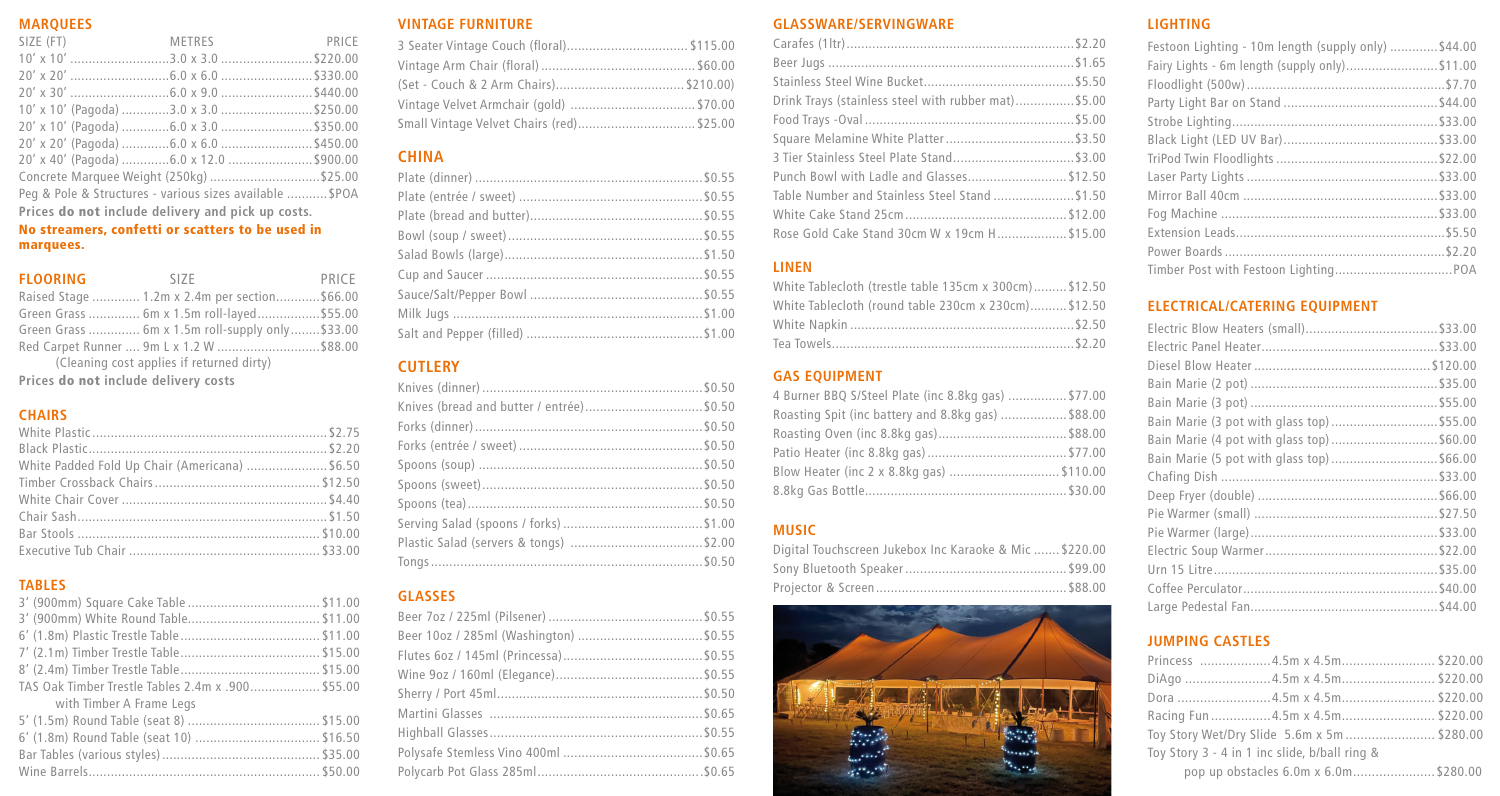## MARQUEES

| SIZE (FT) | METRES | PRICE |
|---|---|---|
| 10' x 10' | 3.0 x 3.0 | $220.00 |
| 20' x 20' | 6.0 x 6.0 | $330.00 |
| 20' x 30' | 6.0 x 9.0 | $440.00 |
| 10' x 10' (Pagoda) | 3.0 x 3.0 | $250.00 |
| 20' x 10' (Pagoda) | 6.0 x 3.0 | $350.00 |
| 20' x 20' (Pagoda) | 6.0 x 6.0 | $450.00 |
| 20' x 40' (Pagoda) | 6.0 x 12.0 | $900.00 |
| Concrete Marquee Weight (250kg) | | $25.00 |
| Peg & Pole & Structures - various sizes available | | $POA |

**Prices do not include delivery and pick up costs.**

**No streamers, confetti or scatters to be used in marquees.**

## FLOORING

| FLOORING | SIZE | PRICE |
|---|---|---|
| Raised Stage | 1.2m x 2.4m per section | $66.00 |
| Green Grass | 6m x 1.5m roll-layed | $55.00 |
| Green Grass | 6m x 1.5m roll-supply only | $33.00 |
| Red Carpet Runner | 9m L x 1.2 W | $88.00 |

(Cleaning cost applies if returned dirty)

**Prices do not include delivery costs**

## CHAIRS

| | |
|---|---|
| White Plastic | $2.75 |
| Black Plastic | $2.20 |
| White Padded Fold Up Chair (Americana) | $6.50 |
| Timber Crossback Chairs | $12.50 |
| White Chair Cover | $4.40 |
| Chair Sash | $1.50 |
| Bar Stools | $10.00 |
| Executive Tub Chair | $33.00 |

## TABLES

| | |
|---|---|
| 3' (900mm) Square Cake Table | $11.00 |
| 3' (900mm) White Round Table | $11.00 |
| 6' (1.8m) Plastic Trestle Table | $11.00 |
| 7' (2.1m) Timber Trestle Table | $15.00 |
| 8' (2.4m) Timber Trestle Table | $15.00 |
| TAS Oak Timber Trestle Tables 2.4m x .900 with Timber A Frame Legs | $55.00 |
| 5' (1.5m) Round Table (seat 8) | $15.00 |
| 6' (1.8m) Round Table (seat 10) | $16.50 |
| Bar Tables (various styles) | $35.00 |
| Wine Barrels | $50.00 |

## VINTAGE FURNITURE

| | |
|---|---|
| 3 Seater Vintage Couch (floral) | $115.00 |
| Vintage Arm Chair (floral) | $60.00 |
| (Set - Couch & 2 Arm Chairs) | $210.00) |
| Vintage Velvet Armchair (gold) | $70.00 |
| Small Vintage Velvet Chairs (red) | $25.00 |

## CHINA

| | |
|---|---|
| Plate (dinner) | $0.55 |
| Plate (entrée / sweet) | $0.55 |
| Plate (bread and butter) | $0.55 |
| Bowl (soup / sweet) | $0.55 |
| Salad Bowls (large) | $1.50 |
| Cup and Saucer | $0.55 |
| Sauce/Salt/Pepper Bowl | $0.55 |
| Milk Jugs | $1.00 |
| Salt and Pepper (filled) | $1.00 |

## CUTLERY

| | |
|---|---|
| Knives (dinner) | $0.50 |
| Knives (bread and butter / entrée) | $0.50 |
| Forks (dinner) | $0.50 |
| Forks (entrée / sweet) | $0.50 |
| Spoons (soup) | $0.50 |
| Spoons (sweet) | $0.50 |
| Spoons (tea) | $0.50 |
| Serving Salad (spoons / forks) | $1.00 |
| Plastic Salad (servers & tongs) | $2.00 |
| Tongs | $0.50 |

## GLASSES

| | |
|---|---|
| Beer 7oz / 225ml (Pilsener) | $0.55 |
| Beer 10oz / 285ml (Washington) | $0.55 |
| Flutes 6oz / 145ml (Princessa) | $0.55 |
| Wine 9oz / 160ml (Elegance) | $0.55 |
| Sherry / Port 45ml | $0.50 |
| Martini Glasses | $0.65 |
| Highball Glasses | $0.55 |
| Polysafe Stemless Vino 400ml | $0.65 |
| Polycarb Pot Glass 285ml | $0.65 |

## GLASSWARE/SERVINGWARE

| | |
|---|---|
| Carafes (1ltr) | $2.20 |
| Beer Jugs | $1.65 |
| Stainless Steel Wine Bucket | $5.50 |
| Drink Trays (stainless steel with rubber mat) | $5.00 |
| Food Trays -Oval | $5.00 |
| Square Melamine White Platter | $3.50 |
| 3 Tier Stainless Steel Plate Stand | $3.00 |
| Punch Bowl with Ladle and Glasses | $12.50 |
| Table Number and Stainless Steel Stand | $1.50 |
| White Cake Stand 25cm | $12.00 |
| Rose Gold Cake Stand 30cm W x 19cm H | $15.00 |

## LINEN

| | |
|---|---|
| White Tablecloth (trestle table 135cm x 300cm) | $12.50 |
| White Tablecloth (round table 230cm x 230cm) | $12.50 |
| White Napkin | $2.50 |
| Tea Towels | $2.20 |

## GAS EQUIPMENT

| | |
|---|---|
| 4 Burner BBQ S/Steel Plate (inc 8.8kg gas) | $77.00 |
| Roasting Spit (inc battery and 8.8kg gas) | $88.00 |
| Roasting Oven (inc 8.8kg gas) | $88.00 |
| Patio Heater (inc 8.8kg gas) | $77.00 |
| Blow Heater (inc 2 x 8.8kg gas) | $110.00 |
| 8.8kg Gas Bottle | $30.00 |

## MUSIC

| | |
|---|---|
| Digital Touchscreen Jukebox Inc Karaoke & Mic | $220.00 |
| Sony Bluetooth Speaker | $99.00 |
| Projector & Screen | $88.00 |

## LIGHTING

| | |
|---|---|
| Festoon Lighting - 10m length (supply only) | $44.00 |
| Fairy Lights - 6m length (supply only) | $11.00 |
| Floodlight (500w) | $7.70 |
| Party Light Bar on Stand | $44.00 |
| Strobe Lighting | $33.00 |
| Black Light (LED UV Bar) | $33.00 |
| TriPod Twin Floodlights | $22.00 |
| Laser Party Lights | $33.00 |
| Mirror Ball 40cm | $33.00 |
| Fog Machine | $33.00 |
| Extension Leads | $5.50 |
| Power Boards | $2.20 |
| Timber Post with Festoon Lighting | POA |

## ELECTRICAL/CATERING EQUIPMENT

| | |
|---|---|
| Electric Blow Heaters (small) | $33.00 |
| Electric Panel Heater | $33.00 |
| Diesel Blow Heater | $120.00 |
| Bain Marie (2 pot) | $35.00 |
| Bain Marie (3 pot) | $55.00 |
| Bain Marie (3 pot with glass top) | $55.00 |
| Bain Marie (4 pot with glass top) | $60.00 |
| Bain Marie (5 pot with glass top) | $66.00 |
| Chafing Dish | $33.00 |
| Deep Fryer (double) | $66.00 |
| Pie Warmer (small) | $27.50 |
| Pie Warmer (large) | $33.00 |
| Electric Soup Warmer | $22.00 |
| Urn 15 Litre | $35.00 |
| Coffee Perculator | $40.00 |
| Large Pedestal Fan | $44.00 |

## JUMPING CASTLES

| | | |
|---|---|---|
| Princess | 4.5m x 4.5m | $220.00 |
| DiAgo | 4.5m x 4.5m | $220.00 |
| Dora | 4.5m x 4.5m | $220.00 |
| Racing Fun | 4.5m x 4.5m | $220.00 |
| Toy Story Wet/Dry Slide | 5.6m x 5m | $280.00 |
| Toy Story 3 - 4 in 1 inc slide, b/ball ring & pop up obstacles | 6.0m x 6.0m | $280.00 |